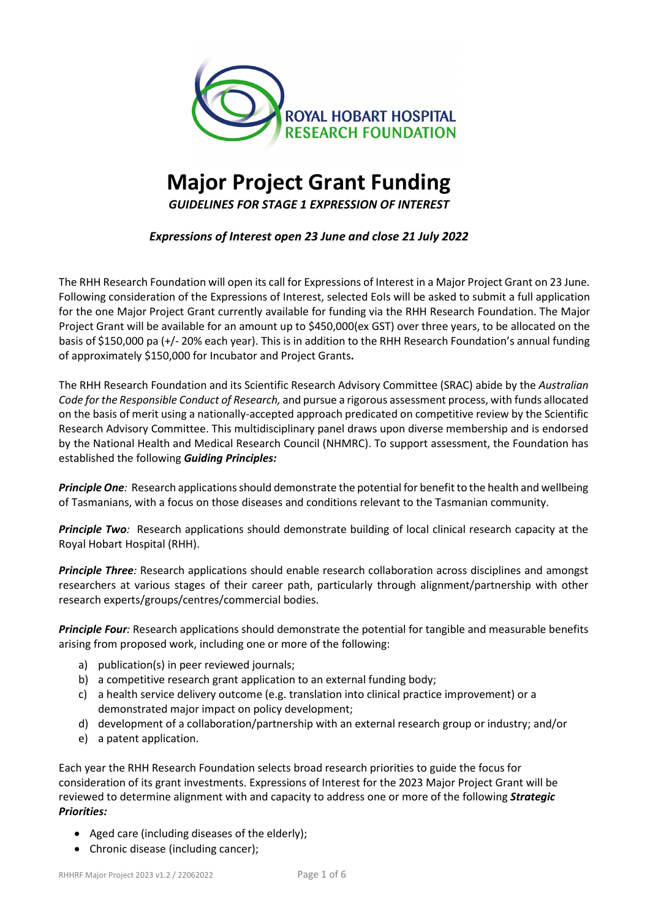ROYAL HOBART HOSPITAL
RESEARCH FOUNDATION

# Major Project Grant Funding

***GUIDELINES FOR STAGE 1 EXPRESSION OF INTEREST***

***Expressions of Interest open 23 June and close 21 July 2022***

The RHH Research Foundation will open its call for Expressions of Interest in a Major Project Grant on 23 June. Following consideration of the Expressions of Interest, selected EoIs will be asked to submit a full application for the one Major Project Grant currently available for funding via the RHH Research Foundation. The Major Project Grant will be available for an amount up to $450,000(ex GST) over three years, to be allocated on the basis of $150,000 pa (+/- 20% each year). This is in addition to the RHH Research Foundation's annual funding of approximately $150,000 for Incubator and Project Grants**.**

The RHH Research Foundation and its Scientific Research Advisory Committee (SRAC) abide by the *Australian Code for the Responsible Conduct of Research,* and pursue a rigorous assessment process, with funds allocated on the basis of merit using a nationally-accepted approach predicated on competitive review by the Scientific Research Advisory Committee. This multidisciplinary panel draws upon diverse membership and is endorsed by the National Health and Medical Research Council (NHMRC). To support assessment, the Foundation has established the following ***Guiding Principles:***

***Principle One**:* Research applications should demonstrate the potential for benefit to the health and wellbeing of Tasmanians, with a focus on those diseases and conditions relevant to the Tasmanian community.

***Principle Two**:* Research applications should demonstrate building of local clinical research capacity at the Royal Hobart Hospital (RHH).

***Principle Three**:* Research applications should enable research collaboration across disciplines and amongst researchers at various stages of their career path, particularly through alignment/partnership with other research experts/groups/centres/commercial bodies.

***Principle Four**:* Research applications should demonstrate the potential for tangible and measurable benefits arising from proposed work, including one or more of the following:

a) publication(s) in peer reviewed journals;
b) a competitive research grant application to an external funding body;
c) a health service delivery outcome (e.g. translation into clinical practice improvement) or a demonstrated major impact on policy development;
d) development of a collaboration/partnership with an external research group or industry; and/or
e) a patent application.

Each year the RHH Research Foundation selects broad research priorities to guide the focus for consideration of its grant investments. Expressions of Interest for the 2023 Major Project Grant will be reviewed to determine alignment with and capacity to address one or more of the following ***Strategic Priorities:***

- Aged care (including diseases of the elderly);
- Chronic disease (including cancer);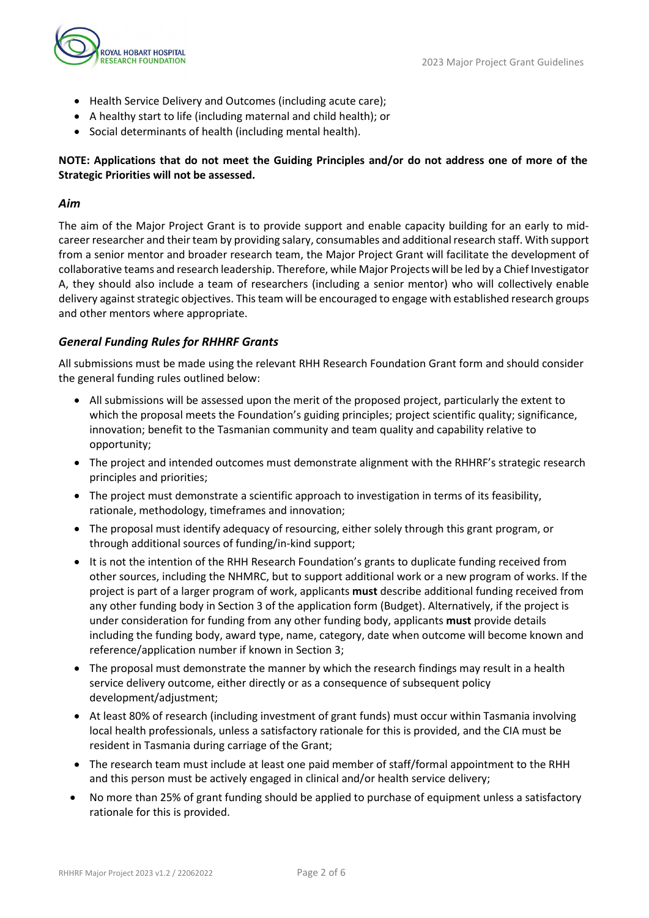- Health Service Delivery and Outcomes (including acute care);
- A healthy start to life (including maternal and child health); or
- Social determinants of health (including mental health).

**NOTE: Applications that do not meet the Guiding Principles and/or do not address one of more of the Strategic Priorities will not be assessed.**

### *Aim*

The aim of the Major Project Grant is to provide support and enable capacity building for an early to mid-career researcher and their team by providing salary, consumables and additional research staff. With support from a senior mentor and broader research team, the Major Project Grant will facilitate the development of collaborative teams and research leadership. Therefore, while Major Projects will be led by a Chief Investigator A, they should also include a team of researchers (including a senior mentor) who will collectively enable delivery against strategic objectives. This team will be encouraged to engage with established research groups and other mentors where appropriate.

### *General Funding Rules for RHHRF Grants*

All submissions must be made using the relevant RHH Research Foundation Grant form and should consider the general funding rules outlined below:

- All submissions will be assessed upon the merit of the proposed project, particularly the extent to which the proposal meets the Foundation's guiding principles; project scientific quality; significance, innovation; benefit to the Tasmanian community and team quality and capability relative to opportunity;
- The project and intended outcomes must demonstrate alignment with the RHHRF's strategic research principles and priorities;
- The project must demonstrate a scientific approach to investigation in terms of its feasibility, rationale, methodology, timeframes and innovation;
- The proposal must identify adequacy of resourcing, either solely through this grant program, or through additional sources of funding/in-kind support;
- It is not the intention of the RHH Research Foundation's grants to duplicate funding received from other sources, including the NHMRC, but to support additional work or a new program of works. If the project is part of a larger program of work, applicants **must** describe additional funding received from any other funding body in Section 3 of the application form (Budget). Alternatively, if the project is under consideration for funding from any other funding body, applicants **must** provide details including the funding body, award type, name, category, date when outcome will become known and reference/application number if known in Section 3;
- The proposal must demonstrate the manner by which the research findings may result in a health service delivery outcome, either directly or as a consequence of subsequent policy development/adjustment;
- At least 80% of research (including investment of grant funds) must occur within Tasmania involving local health professionals, unless a satisfactory rationale for this is provided, and the CIA must be resident in Tasmania during carriage of the Grant;
- The research team must include at least one paid member of staff/formal appointment to the RHH and this person must be actively engaged in clinical and/or health service delivery;
- No more than 25% of grant funding should be applied to purchase of equipment unless a satisfactory rationale for this is provided.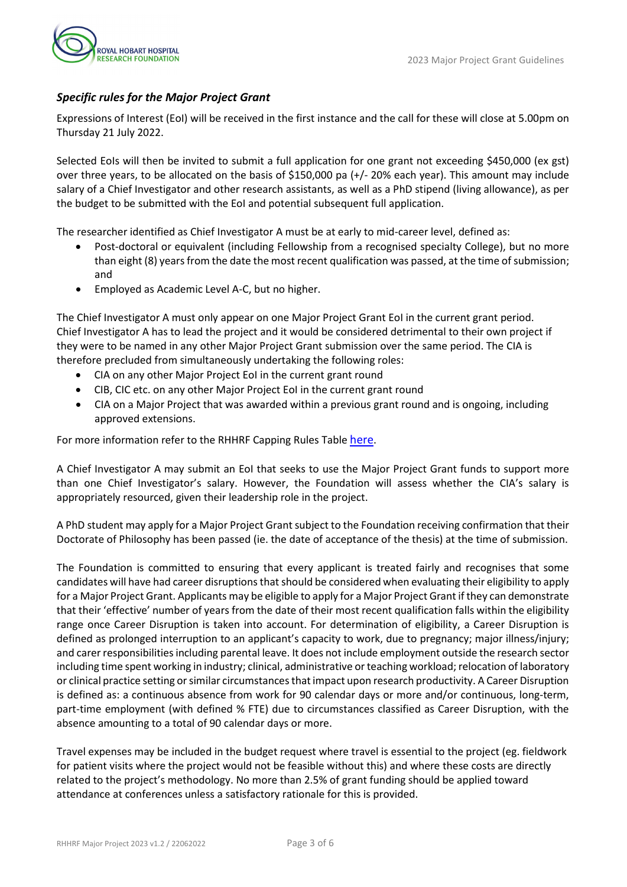### *Specific rules for the Major Project Grant*

Expressions of Interest (EoI) will be received in the first instance and the call for these will close at 5.00pm on Thursday 21 July 2022.

Selected EoIs will then be invited to submit a full application for one grant not exceeding $450,000 (ex gst) over three years, to be allocated on the basis of $150,000 pa (+/- 20% each year). This amount may include salary of a Chief Investigator and other research assistants, as well as a PhD stipend (living allowance), as per the budget to be submitted with the EoI and potential subsequent full application.

The researcher identified as Chief Investigator A must be at early to mid-career level, defined as:

- Post-doctoral or equivalent (including Fellowship from a recognised specialty College), but no more than eight (8) years from the date the most recent qualification was passed, at the time of submission; and
- Employed as Academic Level A-C, but no higher.

The Chief Investigator A must only appear on one Major Project Grant EoI in the current grant period. Chief Investigator A has to lead the project and it would be considered detrimental to their own project if they were to be named in any other Major Project Grant submission over the same period. The CIA is therefore precluded from simultaneously undertaking the following roles:

- CIA on any other Major Project EoI in the current grant round
- CIB, CIC etc. on any other Major Project EoI in the current grant round
- CIA on a Major Project that was awarded within a previous grant round and is ongoing, including approved extensions.

For more information refer to the RHHRF Capping Rules Table [here](#).

A Chief Investigator A may submit an EoI that seeks to use the Major Project Grant funds to support more than one Chief Investigator's salary. However, the Foundation will assess whether the CIA's salary is appropriately resourced, given their leadership role in the project.

A PhD student may apply for a Major Project Grant subject to the Foundation receiving confirmation that their Doctorate of Philosophy has been passed (ie. the date of acceptance of the thesis) at the time of submission.

The Foundation is committed to ensuring that every applicant is treated fairly and recognises that some candidates will have had career disruptions that should be considered when evaluating their eligibility to apply for a Major Project Grant. Applicants may be eligible to apply for a Major Project Grant if they can demonstrate that their 'effective' number of years from the date of their most recent qualification falls within the eligibility range once Career Disruption is taken into account. For determination of eligibility, a Career Disruption is defined as prolonged interruption to an applicant's capacity to work, due to pregnancy; major illness/injury; and carer responsibilities including parental leave. It does not include employment outside the research sector including time spent working in industry; clinical, administrative or teaching workload; relocation of laboratory or clinical practice setting or similar circumstances that impact upon research productivity. A Career Disruption is defined as: a continuous absence from work for 90 calendar days or more and/or continuous, long-term, part-time employment (with defined % FTE) due to circumstances classified as Career Disruption, with the absence amounting to a total of 90 calendar days or more.

Travel expenses may be included in the budget request where travel is essential to the project (eg. fieldwork for patient visits where the project would not be feasible without this) and where these costs are directly related to the project's methodology. No more than 2.5% of grant funding should be applied toward attendance at conferences unless a satisfactory rationale for this is provided.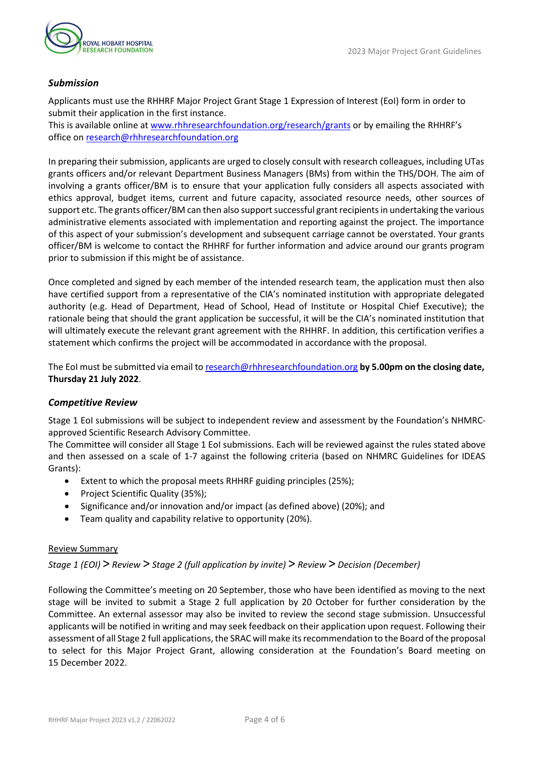### *Submission*

Applicants must use the RHHRF Major Project Grant Stage 1 Expression of Interest (EoI) form in order to submit their application in the first instance.
This is available online at [www.rhhresearchfoundation.org/research/grants](http://www.rhhresearchfoundation.org/research/grants) or by emailing the RHHRF's office on [research@rhhresearchfoundation.org](mailto:research@rhhresearchfoundation.org)

In preparing their submission, applicants are urged to closely consult with research colleagues, including UTas grants officers and/or relevant Department Business Managers (BMs) from within the THS/DOH. The aim of involving a grants officer/BM is to ensure that your application fully considers all aspects associated with ethics approval, budget items, current and future capacity, associated resource needs, other sources of support etc. The grants officer/BM can then also support successful grant recipients in undertaking the various administrative elements associated with implementation and reporting against the project. The importance of this aspect of your submission's development and subsequent carriage cannot be overstated. Your grants officer/BM is welcome to contact the RHHRF for further information and advice around our grants program prior to submission if this might be of assistance.

Once completed and signed by each member of the intended research team, the application must then also have certified support from a representative of the CIA's nominated institution with appropriate delegated authority (e.g. Head of Department, Head of School, Head of Institute or Hospital Chief Executive); the rationale being that should the grant application be successful, it will be the CIA's nominated institution that will ultimately execute the relevant grant agreement with the RHHRF. In addition, this certification verifies a statement which confirms the project will be accommodated in accordance with the proposal.

The EoI must be submitted via email to [research@rhhresearchfoundation.org](mailto:research@rhhresearchfoundation.org) **by 5.00pm on the closing date, Thursday 21 July 2022**.

### *Competitive Review*

Stage 1 EoI submissions will be subject to independent review and assessment by the Foundation's NHMRC-approved Scientific Research Advisory Committee.
The Committee will consider all Stage 1 EoI submissions. Each will be reviewed against the rules stated above and then assessed on a scale of 1-7 against the following criteria (based on NHMRC Guidelines for IDEAS Grants):

- Extent to which the proposal meets RHHRF guiding principles (25%);
- Project Scientific Quality (35%);
- Significance and/or innovation and/or impact (as defined above) (20%); and
- Team quality and capability relative to opportunity (20%).

<u>Review Summary</u>

*Stage 1 (EOI)* **>** *Review* **>** *Stage 2 (full application by invite)* **>** *Review* **>** *Decision (December)*

Following the Committee's meeting on 20 September, those who have been identified as moving to the next stage will be invited to submit a Stage 2 full application by 20 October for further consideration by the Committee. An external assessor may also be invited to review the second stage submission. Unsuccessful applicants will be notified in writing and may seek feedback on their application upon request. Following their assessment of all Stage 2 full applications, the SRAC will make its recommendation to the Board of the proposal to select for this Major Project Grant, allowing consideration at the Foundation's Board meeting on 15 December 2022.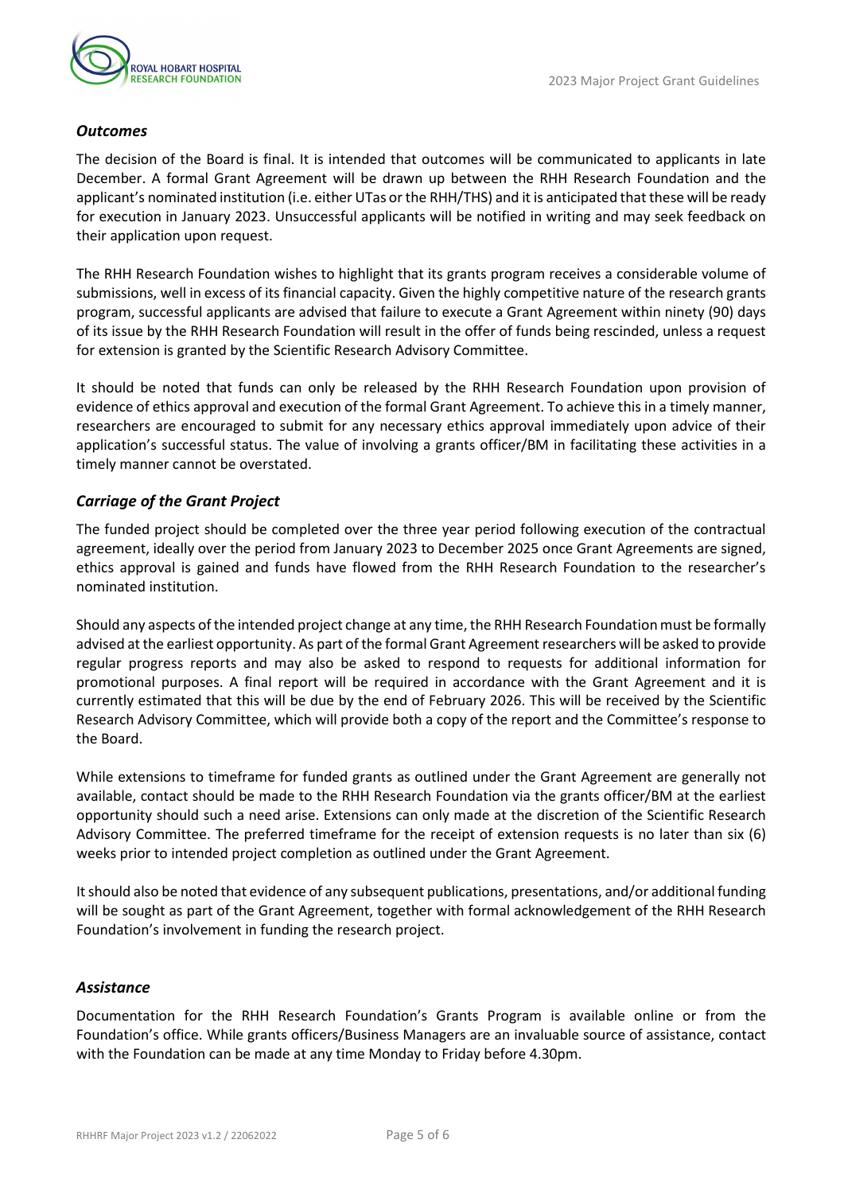### *Outcomes*

The decision of the Board is final. It is intended that outcomes will be communicated to applicants in late December. A formal Grant Agreement will be drawn up between the RHH Research Foundation and the applicant's nominated institution (i.e. either UTas or the RHH/THS) and it is anticipated that these will be ready for execution in January 2023. Unsuccessful applicants will be notified in writing and may seek feedback on their application upon request.

The RHH Research Foundation wishes to highlight that its grants program receives a considerable volume of submissions, well in excess of its financial capacity. Given the highly competitive nature of the research grants program, successful applicants are advised that failure to execute a Grant Agreement within ninety (90) days of its issue by the RHH Research Foundation will result in the offer of funds being rescinded, unless a request for extension is granted by the Scientific Research Advisory Committee.

It should be noted that funds can only be released by the RHH Research Foundation upon provision of evidence of ethics approval and execution of the formal Grant Agreement. To achieve this in a timely manner, researchers are encouraged to submit for any necessary ethics approval immediately upon advice of their application's successful status. The value of involving a grants officer/BM in facilitating these activities in a timely manner cannot be overstated.

### *Carriage of the Grant Project*

The funded project should be completed over the three year period following execution of the contractual agreement, ideally over the period from January 2023 to December 2025 once Grant Agreements are signed, ethics approval is gained and funds have flowed from the RHH Research Foundation to the researcher's nominated institution.

Should any aspects of the intended project change at any time, the RHH Research Foundation must be formally advised at the earliest opportunity. As part of the formal Grant Agreement researchers will be asked to provide regular progress reports and may also be asked to respond to requests for additional information for promotional purposes. A final report will be required in accordance with the Grant Agreement and it is currently estimated that this will be due by the end of February 2026. This will be received by the Scientific Research Advisory Committee, which will provide both a copy of the report and the Committee's response to the Board.

While extensions to timeframe for funded grants as outlined under the Grant Agreement are generally not available, contact should be made to the RHH Research Foundation via the grants officer/BM at the earliest opportunity should such a need arise. Extensions can only made at the discretion of the Scientific Research Advisory Committee. The preferred timeframe for the receipt of extension requests is no later than six (6) weeks prior to intended project completion as outlined under the Grant Agreement.

It should also be noted that evidence of any subsequent publications, presentations, and/or additional funding will be sought as part of the Grant Agreement, together with formal acknowledgement of the RHH Research Foundation's involvement in funding the research project.

### *Assistance*

Documentation for the RHH Research Foundation's Grants Program is available online or from the Foundation's office. While grants officers/Business Managers are an invaluable source of assistance, contact with the Foundation can be made at any time Monday to Friday before 4.30pm.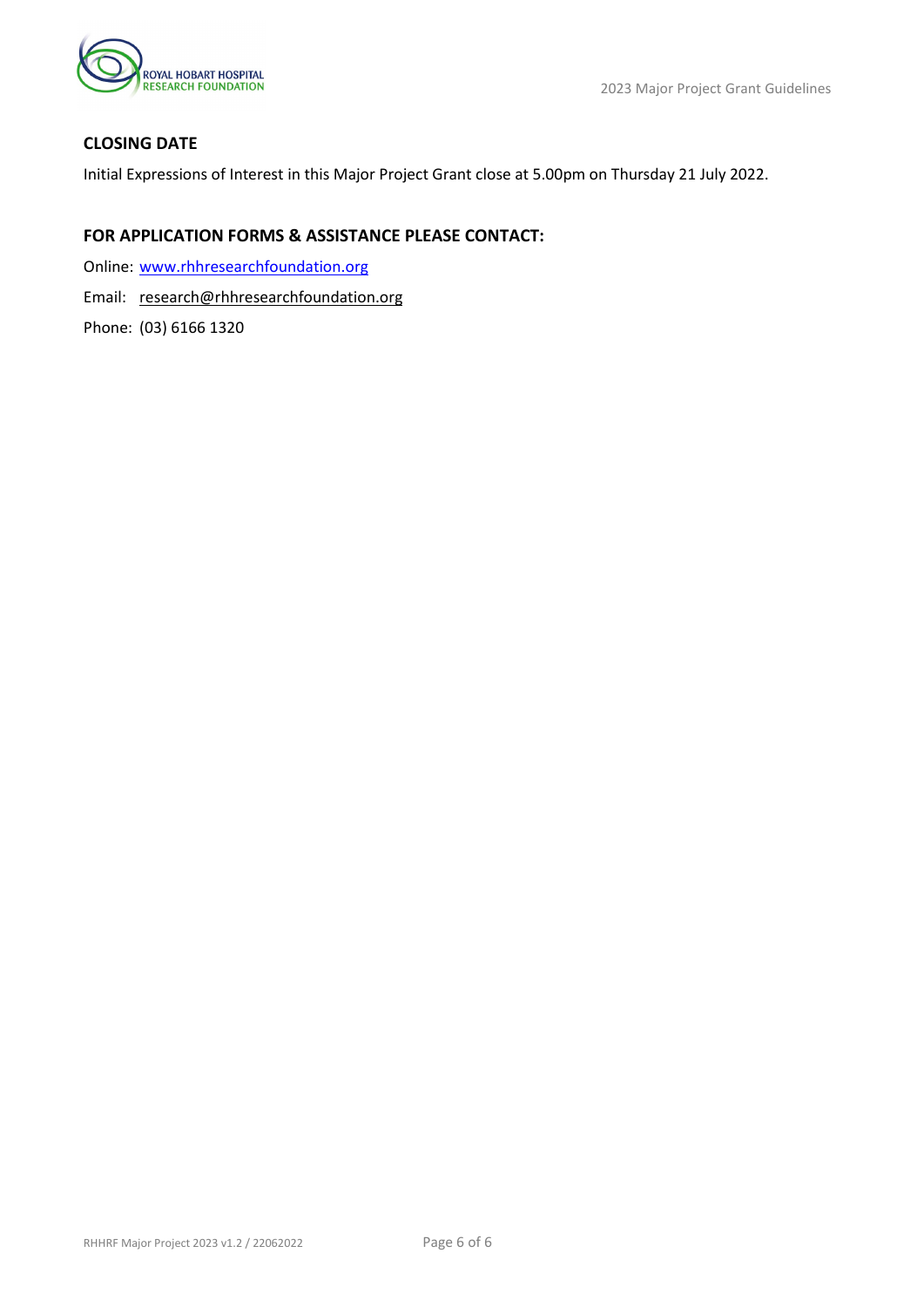## CLOSING DATE

Initial Expressions of Interest in this Major Project Grant close at 5.00pm on Thursday 21 July 2022.

## FOR APPLICATION FORMS & ASSISTANCE PLEASE CONTACT:

Online: www.rhhresearchfoundation.org

Email: research@rhhresearchfoundation.org

Phone: (03) 6166 1320